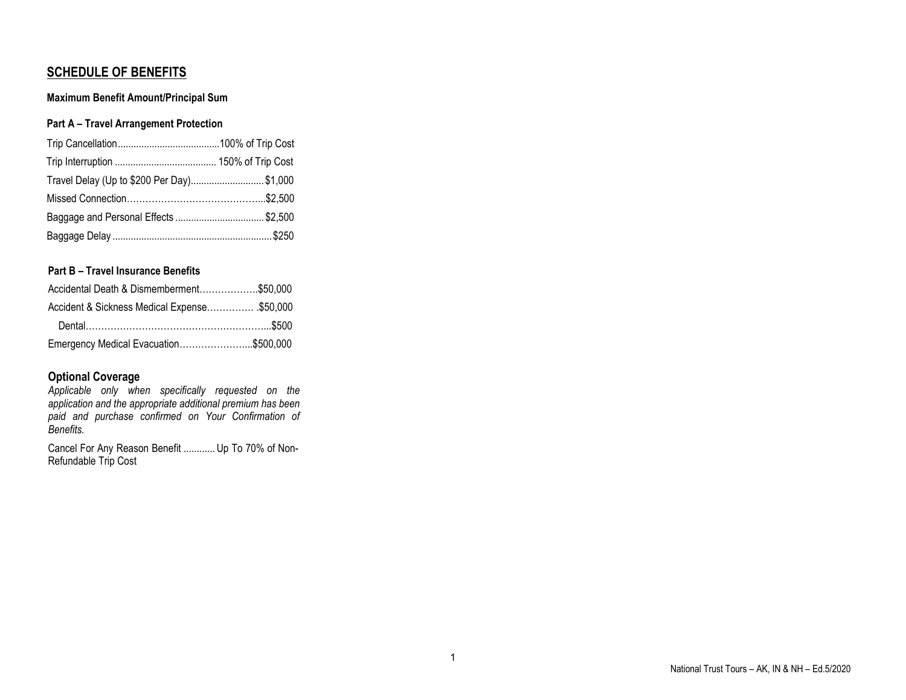## SCHEDULE OF BENEFITS

**Maximum Benefit Amount/Principal Sum**

**Part A – Travel Arrangement Protection**

| Benefit | Maximum |
|---|---|
| Trip Cancellation | 100% of Trip Cost |
| Trip Interruption | 150% of Trip Cost |
| Travel Delay (Up to $200 Per Day) | $1,000 |
| Missed Connection | $2,500 |
| Baggage and Personal Effects | $2,500 |
| Baggage Delay | $250 |

**Part B – Travel Insurance Benefits**

| Benefit | Maximum |
|---|---|
| Accidental Death & Dismemberment | $50,000 |
| Accident & Sickness Medical Expense | $50,000 |
| Dental | $500 |
| Emergency Medical Evacuation | $500,000 |

### Optional Coverage

*Applicable only when specifically requested on the application and the appropriate additional premium has been paid and purchase confirmed on Your Confirmation of Benefits.*

Cancel For Any Reason Benefit ............ Up To 70% of Non-Refundable Trip Cost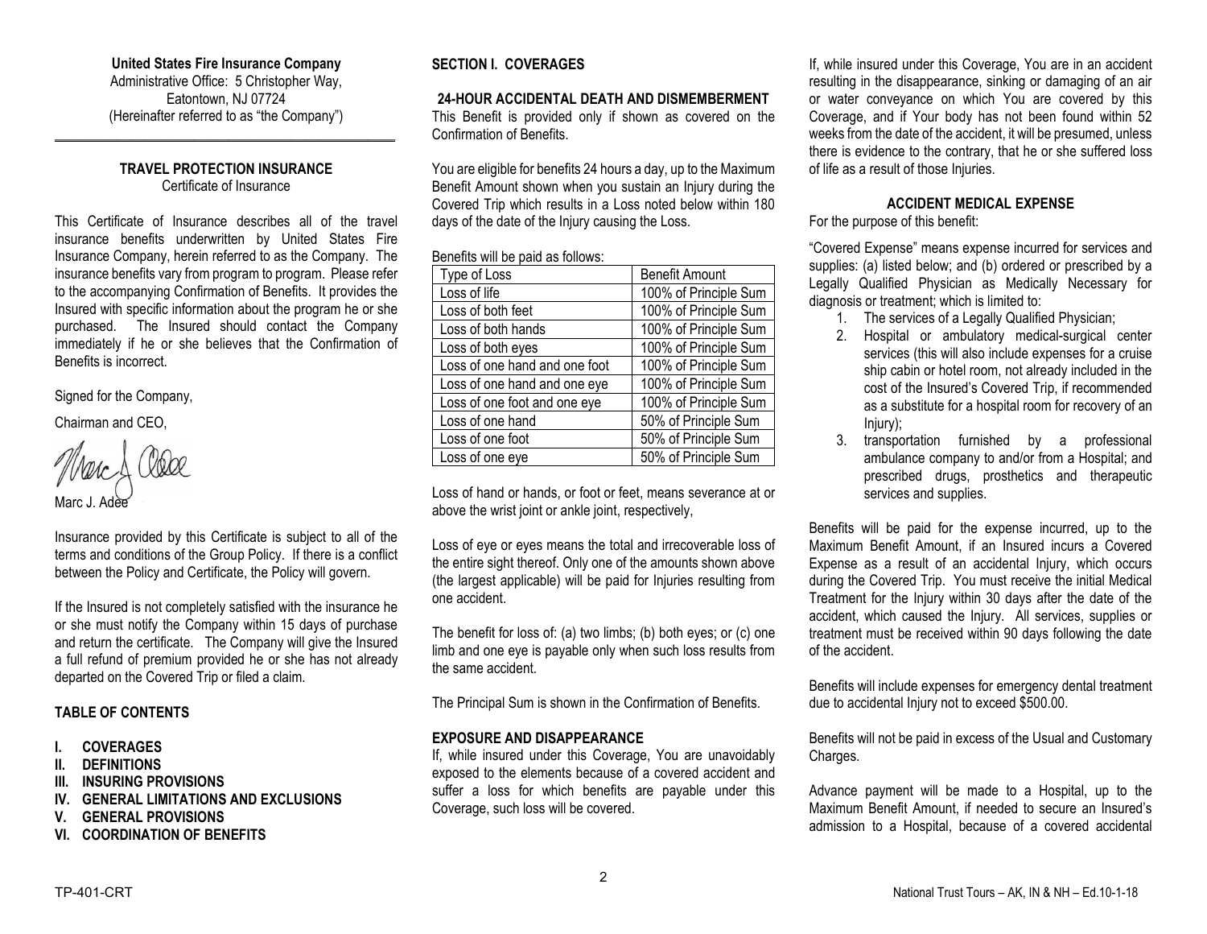**United States Fire Insurance Company**
Administrative Office: 5 Christopher Way,
Eatontown, NJ 07724
(Hereinafter referred to as "the Company")

---

## TRAVEL PROTECTION INSURANCE

Certificate of Insurance

This Certificate of Insurance describes all of the travel insurance benefits underwritten by United States Fire Insurance Company, herein referred to as the Company. The insurance benefits vary from program to program. Please refer to the accompanying Confirmation of Benefits. It provides the Insured with specific information about the program he or she purchased. The Insured should contact the Company immediately if he or she believes that the Confirmation of Benefits is incorrect.

Signed for the Company,

Chairman and CEO,

Marc J. Adee

Insurance provided by this Certificate is subject to all of the terms and conditions of the Group Policy. If there is a conflict between the Policy and Certificate, the Policy will govern.

If the Insured is not completely satisfied with the insurance he or she must notify the Company within 15 days of purchase and return the certificate. The Company will give the Insured a full refund of premium provided he or she has not already departed on the Covered Trip or filed a claim.

## TABLE OF CONTENTS

- **I. COVERAGES**
- **II. DEFINITIONS**
- **III. INSURING PROVISIONS**
- **IV. GENERAL LIMITATIONS AND EXCLUSIONS**
- **V. GENERAL PROVISIONS**
- **VI. COORDINATION OF BENEFITS**

## SECTION I. COVERAGES

### 24-HOUR ACCIDENTAL DEATH AND DISMEMBERMENT

This Benefit is provided only if shown as covered on the Confirmation of Benefits.

You are eligible for benefits 24 hours a day, up to the Maximum Benefit Amount shown when you sustain an Injury during the Covered Trip which results in a Loss noted below within 180 days of the date of the Injury causing the Loss.

Benefits will be paid as follows:

| Type of Loss | Benefit Amount |
|---|---|
| Loss of life | 100% of Principle Sum |
| Loss of both feet | 100% of Principle Sum |
| Loss of both hands | 100% of Principle Sum |
| Loss of both eyes | 100% of Principle Sum |
| Loss of one hand and one foot | 100% of Principle Sum |
| Loss of one hand and one eye | 100% of Principle Sum |
| Loss of one foot and one eye | 100% of Principle Sum |
| Loss of one hand | 50% of Principle Sum |
| Loss of one foot | 50% of Principle Sum |
| Loss of one eye | 50% of Principle Sum |

Loss of hand or hands, or foot or feet, means severance at or above the wrist joint or ankle joint, respectively,

Loss of eye or eyes means the total and irrecoverable loss of the entire sight thereof. Only one of the amounts shown above (the largest applicable) will be paid for Injuries resulting from one accident.

The benefit for loss of: (a) two limbs; (b) both eyes; or (c) one limb and one eye is payable only when such loss results from the same accident.

The Principal Sum is shown in the Confirmation of Benefits.

### EXPOSURE AND DISAPPEARANCE

If, while insured under this Coverage, You are unavoidably exposed to the elements because of a covered accident and suffer a loss for which benefits are payable under this Coverage, such loss will be covered.

If, while insured under this Coverage, You are in an accident resulting in the disappearance, sinking or damaging of an air or water conveyance on which You are covered by this Coverage, and if Your body has not been found within 52 weeks from the date of the accident, it will be presumed, unless there is evidence to the contrary, that he or she suffered loss of life as a result of those Injuries.

### ACCIDENT MEDICAL EXPENSE

For the purpose of this benefit:

"Covered Expense" means expense incurred for services and supplies: (a) listed below; and (b) ordered or prescribed by a Legally Qualified Physician as Medically Necessary for diagnosis or treatment; which is limited to:

1. The services of a Legally Qualified Physician;
2. Hospital or ambulatory medical-surgical center services (this will also include expenses for a cruise ship cabin or hotel room, not already included in the cost of the Insured's Covered Trip, if recommended as a substitute for a hospital room for recovery of an Injury);
3. transportation furnished by a professional ambulance company to and/or from a Hospital; and prescribed drugs, prosthetics and therapeutic services and supplies.

Benefits will be paid for the expense incurred, up to the Maximum Benefit Amount, if an Insured incurs a Covered Expense as a result of an accidental Injury, which occurs during the Covered Trip. You must receive the initial Medical Treatment for the Injury within 30 days after the date of the accident, which caused the Injury. All services, supplies or treatment must be received within 90 days following the date of the accident.

Benefits will include expenses for emergency dental treatment due to accidental Injury not to exceed $500.00.

Benefits will not be paid in excess of the Usual and Customary Charges.

Advance payment will be made to a Hospital, up to the Maximum Benefit Amount, if needed to secure an Insured's admission to a Hospital, because of a covered accidental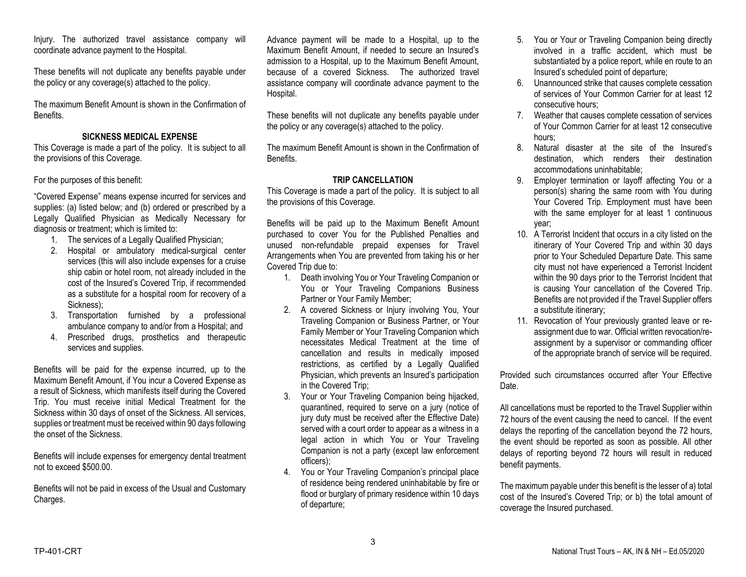Injury. The authorized travel assistance company will coordinate advance payment to the Hospital.

These benefits will not duplicate any benefits payable under the policy or any coverage(s) attached to the policy.

The maximum Benefit Amount is shown in the Confirmation of Benefits.

### SICKNESS MEDICAL EXPENSE

This Coverage is made a part of the policy. It is subject to all the provisions of this Coverage.

For the purposes of this benefit:

"Covered Expense" means expense incurred for services and supplies: (a) listed below; and (b) ordered or prescribed by a Legally Qualified Physician as Medically Necessary for diagnosis or treatment; which is limited to:

1. The services of a Legally Qualified Physician;
2. Hospital or ambulatory medical-surgical center services (this will also include expenses for a cruise ship cabin or hotel room, not already included in the cost of the Insured's Covered Trip, if recommended as a substitute for a hospital room for recovery of a Sickness);
3. Transportation furnished by a professional ambulance company to and/or from a Hospital; and
4. Prescribed drugs, prosthetics and therapeutic services and supplies.

Benefits will be paid for the expense incurred, up to the Maximum Benefit Amount, if You incur a Covered Expense as a result of Sickness, which manifests itself during the Covered Trip. You must receive initial Medical Treatment for the Sickness within 30 days of onset of the Sickness. All services, supplies or treatment must be received within 90 days following the onset of the Sickness.

Benefits will include expenses for emergency dental treatment not to exceed $500.00.

Benefits will not be paid in excess of the Usual and Customary Charges.

Advance payment will be made to a Hospital, up to the Maximum Benefit Amount, if needed to secure an Insured's admission to a Hospital, up to the Maximum Benefit Amount, because of a covered Sickness. The authorized travel assistance company will coordinate advance payment to the Hospital.

These benefits will not duplicate any benefits payable under the policy or any coverage(s) attached to the policy.

The maximum Benefit Amount is shown in the Confirmation of Benefits.

### TRIP CANCELLATION

This Coverage is made a part of the policy. It is subject to all the provisions of this Coverage.

Benefits will be paid up to the Maximum Benefit Amount purchased to cover You for the Published Penalties and unused non-refundable prepaid expenses for Travel Arrangements when You are prevented from taking his or her Covered Trip due to:

1. Death involving You or Your Traveling Companion or You or Your Traveling Companions Business Partner or Your Family Member;
2. A covered Sickness or Injury involving You, Your Traveling Companion or Business Partner, or Your Family Member or Your Traveling Companion which necessitates Medical Treatment at the time of cancellation and results in medically imposed restrictions, as certified by a Legally Qualified Physician, which prevents an Insured's participation in the Covered Trip;
3. Your or Your Traveling Companion being hijacked, quarantined, required to serve on a jury (notice of jury duty must be received after the Effective Date) served with a court order to appear as a witness in a legal action in which You or Your Traveling Companion is not a party (except law enforcement officers);
4. You or Your Traveling Companion's principal place of residence being rendered uninhabitable by fire or flood or burglary of primary residence within 10 days of departure;
5. You or Your or Traveling Companion being directly involved in a traffic accident, which must be substantiated by a police report, while en route to an Insured's scheduled point of departure;
6. Unannounced strike that causes complete cessation of services of Your Common Carrier for at least 12 consecutive hours;
7. Weather that causes complete cessation of services of Your Common Carrier for at least 12 consecutive hours;
8. Natural disaster at the site of the Insured's destination, which renders their destination accommodations uninhabitable;
9. Employer termination or layoff affecting You or a person(s) sharing the same room with You during Your Covered Trip. Employment must have been with the same employer for at least 1 continuous year;
10. A Terrorist Incident that occurs in a city listed on the itinerary of Your Covered Trip and within 30 days prior to Your Scheduled Departure Date. This same city must not have experienced a Terrorist Incident within the 90 days prior to the Terrorist Incident that is causing Your cancellation of the Covered Trip. Benefits are not provided if the Travel Supplier offers a substitute itinerary;
11. Revocation of Your previously granted leave or re-assignment due to war. Official written revocation/re-assignment by a supervisor or commanding officer of the appropriate branch of service will be required.

Provided such circumstances occurred after Your Effective Date.

All cancellations must be reported to the Travel Supplier within 72 hours of the event causing the need to cancel. If the event delays the reporting of the cancellation beyond the 72 hours, the event should be reported as soon as possible. All other delays of reporting beyond 72 hours will result in reduced benefit payments.

The maximum payable under this benefit is the lesser of a) total cost of the Insured's Covered Trip; or b) the total amount of coverage the Insured purchased.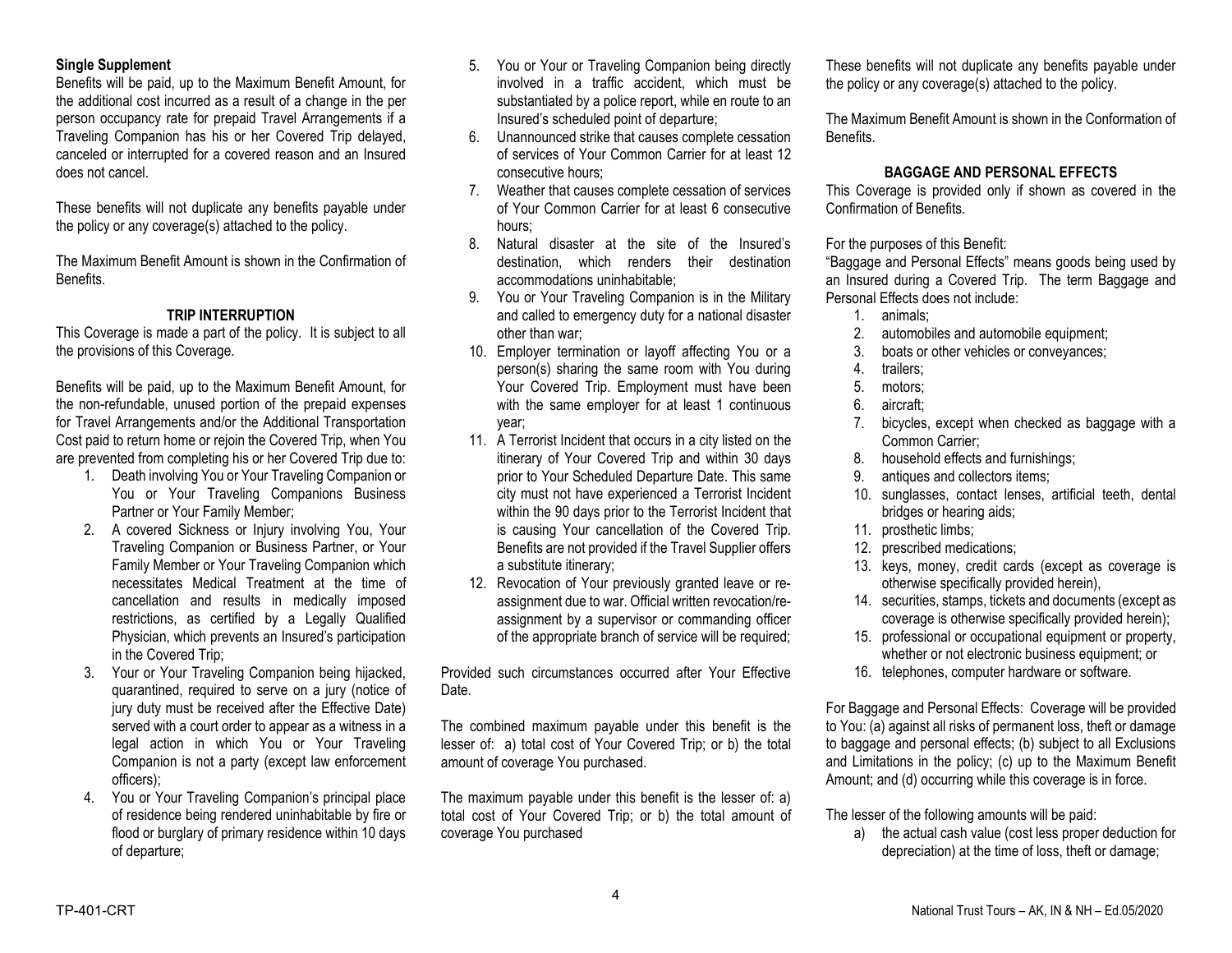**Single Supplement**

Benefits will be paid, up to the Maximum Benefit Amount, for the additional cost incurred as a result of a change in the per person occupancy rate for prepaid Travel Arrangements if a Traveling Companion has his or her Covered Trip delayed, canceled or interrupted for a covered reason and an Insured does not cancel.

These benefits will not duplicate any benefits payable under the policy or any coverage(s) attached to the policy.

The Maximum Benefit Amount is shown in the Confirmation of Benefits.

## TRIP INTERRUPTION

This Coverage is made a part of the policy. It is subject to all the provisions of this Coverage.

Benefits will be paid, up to the Maximum Benefit Amount, for the non-refundable, unused portion of the prepaid expenses for Travel Arrangements and/or the Additional Transportation Cost paid to return home or rejoin the Covered Trip, when You are prevented from completing his or her Covered Trip due to:

1. Death involving You or Your Traveling Companion or You or Your Traveling Companions Business Partner or Your Family Member;
2. A covered Sickness or Injury involving You, Your Traveling Companion or Business Partner, or Your Family Member or Your Traveling Companion which necessitates Medical Treatment at the time of cancellation and results in medically imposed restrictions, as certified by a Legally Qualified Physician, which prevents an Insured's participation in the Covered Trip;
3. Your or Your Traveling Companion being hijacked, quarantined, required to serve on a jury (notice of jury duty must be received after the Effective Date) served with a court order to appear as a witness in a legal action in which You or Your Traveling Companion is not a party (except law enforcement officers);
4. You or Your Traveling Companion's principal place of residence being rendered uninhabitable by fire or flood or burglary of primary residence within 10 days of departure;
5. You or Your or Traveling Companion being directly involved in a traffic accident, which must be substantiated by a police report, while en route to an Insured's scheduled point of departure;
6. Unannounced strike that causes complete cessation of services of Your Common Carrier for at least 12 consecutive hours;
7. Weather that causes complete cessation of services of Your Common Carrier for at least 6 consecutive hours;
8. Natural disaster at the site of the Insured's destination, which renders their destination accommodations uninhabitable;
9. You or Your Traveling Companion is in the Military and called to emergency duty for a national disaster other than war;
10. Employer termination or layoff affecting You or a person(s) sharing the same room with You during Your Covered Trip. Employment must have been with the same employer for at least 1 continuous year;
11. A Terrorist Incident that occurs in a city listed on the itinerary of Your Covered Trip and within 30 days prior to Your Scheduled Departure Date. This same city must not have experienced a Terrorist Incident within the 90 days prior to the Terrorist Incident that is causing Your cancellation of the Covered Trip. Benefits are not provided if the Travel Supplier offers a substitute itinerary;
12. Revocation of Your previously granted leave or re-assignment due to war. Official written revocation/re-assignment by a supervisor or commanding officer of the appropriate branch of service will be required;

Provided such circumstances occurred after Your Effective Date.

The combined maximum payable under this benefit is the lesser of: a) total cost of Your Covered Trip; or b) the total amount of coverage You purchased.

The maximum payable under this benefit is the lesser of: a) total cost of Your Covered Trip; or b) the total amount of coverage You purchased

These benefits will not duplicate any benefits payable under the policy or any coverage(s) attached to the policy.

The Maximum Benefit Amount is shown in the Conformation of Benefits.

## BAGGAGE AND PERSONAL EFFECTS

This Coverage is provided only if shown as covered in the Confirmation of Benefits.

For the purposes of this Benefit:

"Baggage and Personal Effects" means goods being used by an Insured during a Covered Trip. The term Baggage and Personal Effects does not include:

1. animals;
2. automobiles and automobile equipment;
3. boats or other vehicles or conveyances;
4. trailers;
5. motors;
6. aircraft;
7. bicycles, except when checked as baggage with a Common Carrier;
8. household effects and furnishings;
9. antiques and collectors items;
10. sunglasses, contact lenses, artificial teeth, dental bridges or hearing aids;
11. prosthetic limbs;
12. prescribed medications;
13. keys, money, credit cards (except as coverage is otherwise specifically provided herein),
14. securities, stamps, tickets and documents (except as coverage is otherwise specifically provided herein);
15. professional or occupational equipment or property, whether or not electronic business equipment; or
16. telephones, computer hardware or software.

For Baggage and Personal Effects: Coverage will be provided to You: (a) against all risks of permanent loss, theft or damage to baggage and personal effects; (b) subject to all Exclusions and Limitations in the policy; (c) up to the Maximum Benefit Amount; and (d) occurring while this coverage is in force.

The lesser of the following amounts will be paid:

a) the actual cash value (cost less proper deduction for depreciation) at the time of loss, theft or damage;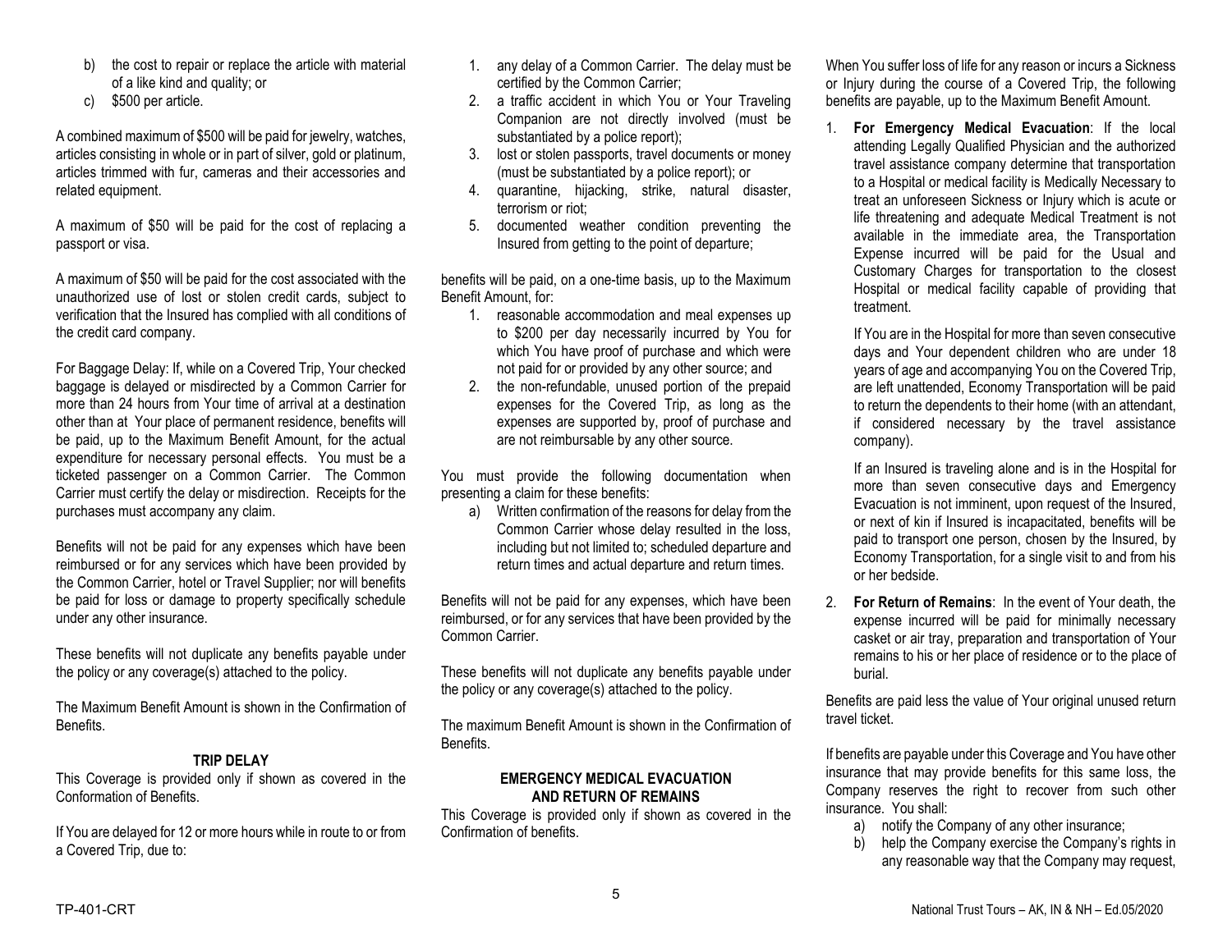b) the cost to repair or replace the article with material of a like kind and quality; or
c) $500 per article.

A combined maximum of $500 will be paid for jewelry, watches, articles consisting in whole or in part of silver, gold or platinum, articles trimmed with fur, cameras and their accessories and related equipment.

A maximum of $50 will be paid for the cost of replacing a passport or visa.

A maximum of $50 will be paid for the cost associated with the unauthorized use of lost or stolen credit cards, subject to verification that the Insured has complied with all conditions of the credit card company.

For Baggage Delay: If, while on a Covered Trip, Your checked baggage is delayed or misdirected by a Common Carrier for more than 24 hours from Your time of arrival at a destination other than at Your place of permanent residence, benefits will be paid, up to the Maximum Benefit Amount, for the actual expenditure for necessary personal effects. You must be a ticketed passenger on a Common Carrier. The Common Carrier must certify the delay or misdirection. Receipts for the purchases must accompany any claim.

Benefits will not be paid for any expenses which have been reimbursed or for any services which have been provided by the Common Carrier, hotel or Travel Supplier; nor will benefits be paid for loss or damage to property specifically schedule under any other insurance.

These benefits will not duplicate any benefits payable under the policy or any coverage(s) attached to the policy.

The Maximum Benefit Amount is shown in the Confirmation of Benefits.

## TRIP DELAY

This Coverage is provided only if shown as covered in the Conformation of Benefits.

If You are delayed for 12 or more hours while in route to or from a Covered Trip, due to:

1. any delay of a Common Carrier. The delay must be certified by the Common Carrier;
2. a traffic accident in which You or Your Traveling Companion are not directly involved (must be substantiated by a police report);
3. lost or stolen passports, travel documents or money (must be substantiated by a police report); or
4. quarantine, hijacking, strike, natural disaster, terrorism or riot;
5. documented weather condition preventing the Insured from getting to the point of departure;

benefits will be paid, on a one-time basis, up to the Maximum Benefit Amount, for:

1. reasonable accommodation and meal expenses up to $200 per day necessarily incurred by You for which You have proof of purchase and which were not paid for or provided by any other source; and
2. the non-refundable, unused portion of the prepaid expenses for the Covered Trip, as long as the expenses are supported by, proof of purchase and are not reimbursable by any other source.

You must provide the following documentation when presenting a claim for these benefits:

a) Written confirmation of the reasons for delay from the Common Carrier whose delay resulted in the loss, including but not limited to; scheduled departure and return times and actual departure and return times.

Benefits will not be paid for any expenses, which have been reimbursed, or for any services that have been provided by the Common Carrier.

These benefits will not duplicate any benefits payable under the policy or any coverage(s) attached to the policy.

The maximum Benefit Amount is shown in the Confirmation of Benefits.

## EMERGENCY MEDICAL EVACUATION AND RETURN OF REMAINS

This Coverage is provided only if shown as covered in the Confirmation of benefits.

When You suffer loss of life for any reason or incurs a Sickness or Injury during the course of a Covered Trip, the following benefits are payable, up to the Maximum Benefit Amount.

1. **For Emergency Medical Evacuation**: If the local attending Legally Qualified Physician and the authorized travel assistance company determine that transportation to a Hospital or medical facility is Medically Necessary to treat an unforeseen Sickness or Injury which is acute or life threatening and adequate Medical Treatment is not available in the immediate area, the Transportation Expense incurred will be paid for the Usual and Customary Charges for transportation to the closest Hospital or medical facility capable of providing that treatment.

   If You are in the Hospital for more than seven consecutive days and Your dependent children who are under 18 years of age and accompanying You on the Covered Trip, are left unattended, Economy Transportation will be paid to return the dependents to their home (with an attendant, if considered necessary by the travel assistance company).

   If an Insured is traveling alone and is in the Hospital for more than seven consecutive days and Emergency Evacuation is not imminent, upon request of the Insured, or next of kin if Insured is incapacitated, benefits will be paid to transport one person, chosen by the Insured, by Economy Transportation, for a single visit to and from his or her bedside.

2. **For Return of Remains**: In the event of Your death, the expense incurred will be paid for minimally necessary casket or air tray, preparation and transportation of Your remains to his or her place of residence or to the place of burial.

Benefits are paid less the value of Your original unused return travel ticket.

If benefits are payable under this Coverage and You have other insurance that may provide benefits for this same loss, the Company reserves the right to recover from such other insurance. You shall:

a) notify the Company of any other insurance;
b) help the Company exercise the Company's rights in any reasonable way that the Company may request,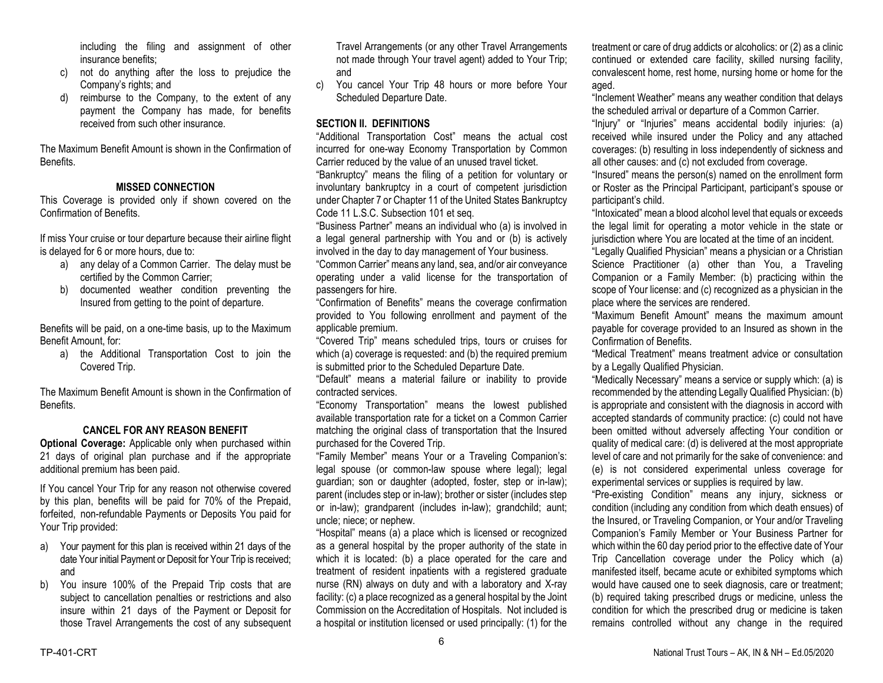including the filing and assignment of other insurance benefits;

c) not do anything after the loss to prejudice the Company's rights; and

d) reimburse to the Company, to the extent of any payment the Company has made, for benefits received from such other insurance.

The Maximum Benefit Amount is shown in the Confirmation of Benefits.

### MISSED CONNECTION

This Coverage is provided only if shown covered on the Confirmation of Benefits.

If miss Your cruise or tour departure because their airline flight is delayed for 6 or more hours, due to:

a) any delay of a Common Carrier. The delay must be certified by the Common Carrier;

b) documented weather condition preventing the Insured from getting to the point of departure.

Benefits will be paid, on a one-time basis, up to the Maximum Benefit Amount, for:

a) the Additional Transportation Cost to join the Covered Trip.

The Maximum Benefit Amount is shown in the Confirmation of Benefits.

### CANCEL FOR ANY REASON BENEFIT

**Optional Coverage:** Applicable only when purchased within 21 days of original plan purchase and if the appropriate additional premium has been paid.

If You cancel Your Trip for any reason not otherwise covered by this plan, benefits will be paid for 70% of the Prepaid, forfeited, non-refundable Payments or Deposits You paid for Your Trip provided:

a) Your payment for this plan is received within 21 days of the date Your initial Payment or Deposit for Your Trip is received; and

b) You insure 100% of the Prepaid Trip costs that are subject to cancellation penalties or restrictions and also insure within 21 days of the Payment or Deposit for those Travel Arrangements the cost of any subsequent Travel Arrangements (or any other Travel Arrangements not made through Your travel agent) added to Your Trip; and

c) You cancel Your Trip 48 hours or more before Your Scheduled Departure Date.

## SECTION II. DEFINITIONS

"Additional Transportation Cost" means the actual cost incurred for one-way Economy Transportation by Common Carrier reduced by the value of an unused travel ticket.

"Bankruptcy" means the filing of a petition for voluntary or involuntary bankruptcy in a court of competent jurisdiction under Chapter 7 or Chapter 11 of the United States Bankruptcy Code 11 L.S.C. Subsection 101 et seq.

"Business Partner" means an individual who (a) is involved in a legal general partnership with You and or (b) is actively involved in the day to day management of Your business.

"Common Carrier" means any land, sea, and/or air conveyance operating under a valid license for the transportation of passengers for hire.

"Confirmation of Benefits" means the coverage confirmation provided to You following enrollment and payment of the applicable premium.

"Covered Trip" means scheduled trips, tours or cruises for which (a) coverage is requested: and (b) the required premium is submitted prior to the Scheduled Departure Date.

"Default" means a material failure or inability to provide contracted services.

"Economy Transportation" means the lowest published available transportation rate for a ticket on a Common Carrier matching the original class of transportation that the Insured purchased for the Covered Trip.

"Family Member" means Your or a Traveling Companion's: legal spouse (or common-law spouse where legal); legal guardian; son or daughter (adopted, foster, step or in-law); parent (includes step or in-law); brother or sister (includes step or in-law); grandparent (includes in-law); grandchild; aunt; uncle; niece; or nephew.

"Hospital" means (a) a place which is licensed or recognized as a general hospital by the proper authority of the state in which it is located: (b) a place operated for the care and treatment of resident inpatients with a registered graduate nurse (RN) always on duty and with a laboratory and X-ray facility: (c) a place recognized as a general hospital by the Joint Commission on the Accreditation of Hospitals. Not included is a hospital or institution licensed or used principally: (1) for the treatment or care of drug addicts or alcoholics: or (2) as a clinic continued or extended care facility, skilled nursing facility, convalescent home, rest home, nursing home or home for the aged.

"Inclement Weather" means any weather condition that delays the scheduled arrival or departure of a Common Carrier.

"Injury" or "Injuries" means accidental bodily injuries: (a) received while insured under the Policy and any attached coverages: (b) resulting in loss independently of sickness and all other causes: and (c) not excluded from coverage.

"Insured" means the person(s) named on the enrollment form or Roster as the Principal Participant, participant's spouse or participant's child.

"Intoxicated" mean a blood alcohol level that equals or exceeds the legal limit for operating a motor vehicle in the state or jurisdiction where You are located at the time of an incident.

"Legally Qualified Physician" means a physician or a Christian Science Practitioner (a) other than You, a Traveling Companion or a Family Member: (b) practicing within the scope of Your license: and (c) recognized as a physician in the place where the services are rendered.

"Maximum Benefit Amount" means the maximum amount payable for coverage provided to an Insured as shown in the Confirmation of Benefits.

"Medical Treatment" means treatment advice or consultation by a Legally Qualified Physician.

"Medically Necessary" means a service or supply which: (a) is recommended by the attending Legally Qualified Physician: (b) is appropriate and consistent with the diagnosis in accord with accepted standards of community practice: (c) could not have been omitted without adversely affecting Your condition or quality of medical care: (d) is delivered at the most appropriate level of care and not primarily for the sake of convenience: and (e) is not considered experimental unless coverage for experimental services or supplies is required by law.

"Pre-existing Condition" means any injury, sickness or condition (including any condition from which death ensues) of the Insured, or Traveling Companion, or Your and/or Traveling Companion's Family Member or Your Business Partner for which within the 60 day period prior to the effective date of Your Trip Cancellation coverage under the Policy which (a) manifested itself, became acute or exhibited symptoms which would have caused one to seek diagnosis, care or treatment; (b) required taking prescribed drugs or medicine, unless the condition for which the prescribed drug or medicine is taken remains controlled without any change in the required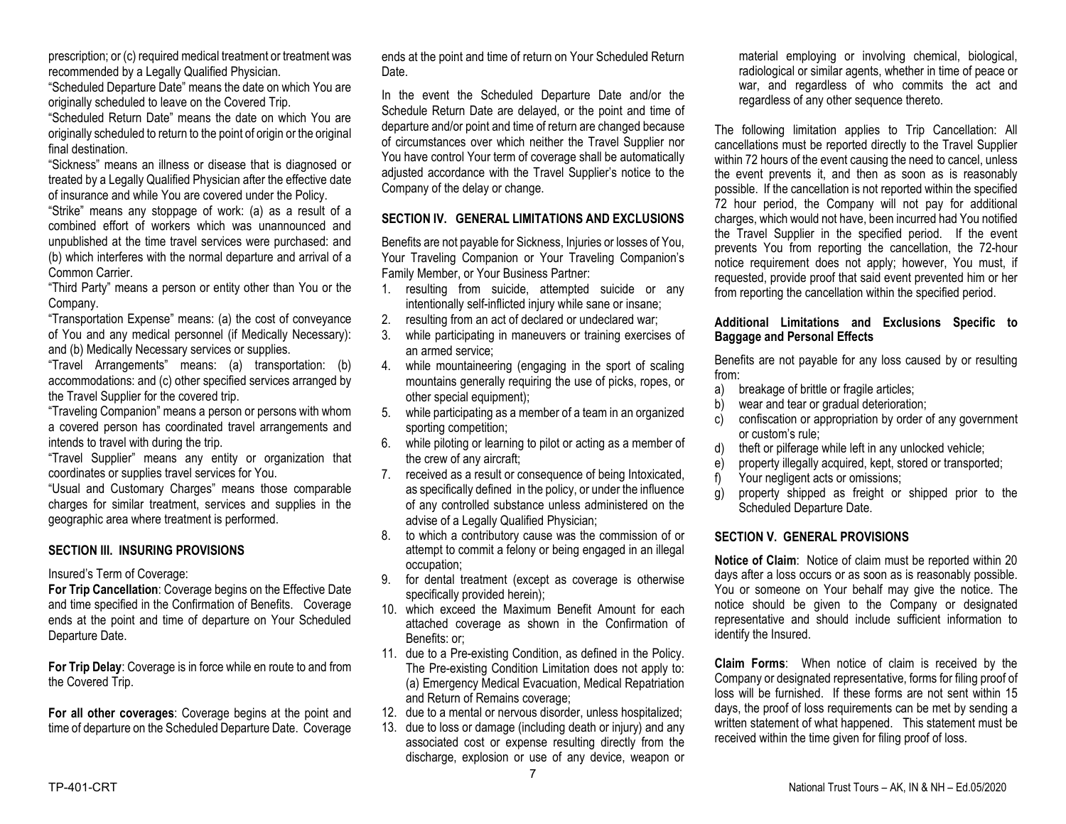prescription; or (c) required medical treatment or treatment was recommended by a Legally Qualified Physician.

"Scheduled Departure Date" means the date on which You are originally scheduled to leave on the Covered Trip.

"Scheduled Return Date" means the date on which You are originally scheduled to return to the point of origin or the original final destination.

"Sickness" means an illness or disease that is diagnosed or treated by a Legally Qualified Physician after the effective date of insurance and while You are covered under the Policy.

"Strike" means any stoppage of work: (a) as a result of a combined effort of workers which was unannounced and unpublished at the time travel services were purchased: and (b) which interferes with the normal departure and arrival of a Common Carrier.

"Third Party" means a person or entity other than You or the Company.

"Transportation Expense" means: (a) the cost of conveyance of You and any medical personnel (if Medically Necessary): and (b) Medically Necessary services or supplies.

"Travel Arrangements" means: (a) transportation: (b) accommodations: and (c) other specified services arranged by the Travel Supplier for the covered trip.

"Traveling Companion" means a person or persons with whom a covered person has coordinated travel arrangements and intends to travel with during the trip.

"Travel Supplier" means any entity or organization that coordinates or supplies travel services for You.

"Usual and Customary Charges" means those comparable charges for similar treatment, services and supplies in the geographic area where treatment is performed.

## SECTION III. INSURING PROVISIONS

Insured's Term of Coverage:

**For Trip Cancellation**: Coverage begins on the Effective Date and time specified in the Confirmation of Benefits. Coverage ends at the point and time of departure on Your Scheduled Departure Date.

**For Trip Delay**: Coverage is in force while en route to and from the Covered Trip.

**For all other coverages**: Coverage begins at the point and time of departure on the Scheduled Departure Date. Coverage ends at the point and time of return on Your Scheduled Return Date.

In the event the Scheduled Departure Date and/or the Schedule Return Date are delayed, or the point and time of departure and/or point and time of return are changed because of circumstances over which neither the Travel Supplier nor You have control Your term of coverage shall be automatically adjusted accordance with the Travel Supplier's notice to the Company of the delay or change.

## SECTION IV. GENERAL LIMITATIONS AND EXCLUSIONS

Benefits are not payable for Sickness, Injuries or losses of You, Your Traveling Companion or Your Traveling Companion's Family Member, or Your Business Partner:

1. resulting from suicide, attempted suicide or any intentionally self-inflicted injury while sane or insane;
2. resulting from an act of declared or undeclared war;
3. while participating in maneuvers or training exercises of an armed service;
4. while mountaineering (engaging in the sport of scaling mountains generally requiring the use of picks, ropes, or other special equipment);
5. while participating as a member of a team in an organized sporting competition;
6. while piloting or learning to pilot or acting as a member of the crew of any aircraft;
7. received as a result or consequence of being Intoxicated, as specifically defined in the policy, or under the influence of any controlled substance unless administered on the advise of a Legally Qualified Physician;
8. to which a contributory cause was the commission of or attempt to commit a felony or being engaged in an illegal occupation;
9. for dental treatment (except as coverage is otherwise specifically provided herein);
10. which exceed the Maximum Benefit Amount for each attached coverage as shown in the Confirmation of Benefits: or;
11. due to a Pre-existing Condition, as defined in the Policy. The Pre-existing Condition Limitation does not apply to: (a) Emergency Medical Evacuation, Medical Repatriation and Return of Remains coverage;
12. due to a mental or nervous disorder, unless hospitalized;
13. due to loss or damage (including death or injury) and any associated cost or expense resulting directly from the discharge, explosion or use of any device, weapon or material employing or involving chemical, biological, radiological or similar agents, whether in time of peace or war, and regardless of who commits the act and regardless of any other sequence thereto.

The following limitation applies to Trip Cancellation: All cancellations must be reported directly to the Travel Supplier within 72 hours of the event causing the need to cancel, unless the event prevents it, and then as soon as is reasonably possible. If the cancellation is not reported within the specified 72 hour period, the Company will not pay for additional charges, which would not have, been incurred had You notified the Travel Supplier in the specified period. If the event prevents You from reporting the cancellation, the 72-hour notice requirement does not apply; however, You must, if requested, provide proof that said event prevented him or her from reporting the cancellation within the specified period.

### Additional Limitations and Exclusions Specific to Baggage and Personal Effects

Benefits are not payable for any loss caused by or resulting from:

a) breakage of brittle or fragile articles;
b) wear and tear or gradual deterioration;
c) confiscation or appropriation by order of any government or custom's rule;
d) theft or pilferage while left in any unlocked vehicle;
e) property illegally acquired, kept, stored or transported;
f) Your negligent acts or omissions;
g) property shipped as freight or shipped prior to the Scheduled Departure Date.

## SECTION V. GENERAL PROVISIONS

**Notice of Claim**: Notice of claim must be reported within 20 days after a loss occurs or as soon as is reasonably possible. You or someone on Your behalf may give the notice. The notice should be given to the Company or designated representative and should include sufficient information to identify the Insured.

**Claim Forms**: When notice of claim is received by the Company or designated representative, forms for filing proof of loss will be furnished. If these forms are not sent within 15 days, the proof of loss requirements can be met by sending a written statement of what happened. This statement must be received within the time given for filing proof of loss.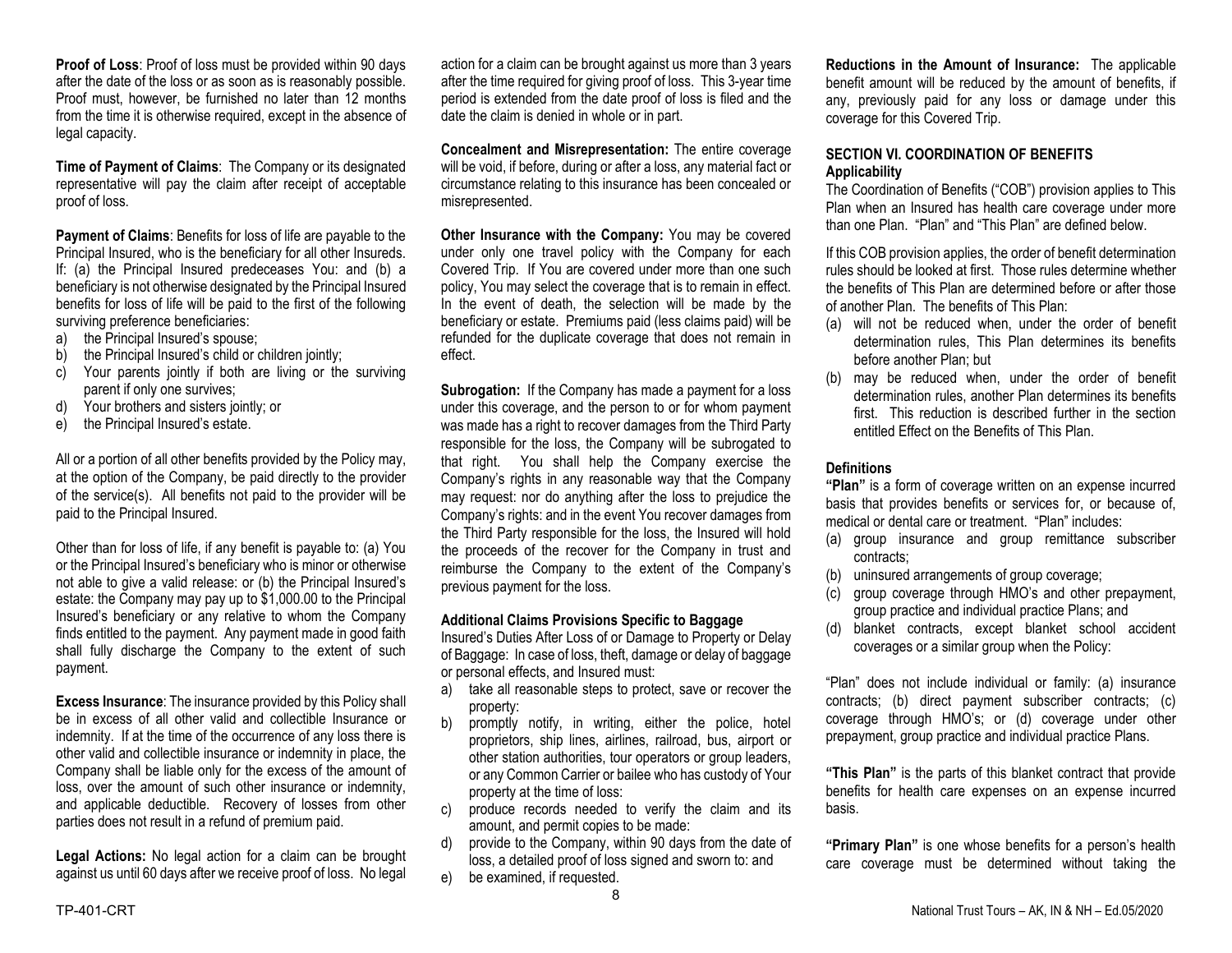**Proof of Loss**: Proof of loss must be provided within 90 days after the date of the loss or as soon as is reasonably possible. Proof must, however, be furnished no later than 12 months from the time it is otherwise required, except in the absence of legal capacity.

**Time of Payment of Claims**: The Company or its designated representative will pay the claim after receipt of acceptable proof of loss.

**Payment of Claims**: Benefits for loss of life are payable to the Principal Insured, who is the beneficiary for all other Insureds. If: (a) the Principal Insured predeceases You: and (b) a beneficiary is not otherwise designated by the Principal Insured benefits for loss of life will be paid to the first of the following surviving preference beneficiaries:

a) the Principal Insured's spouse;
b) the Principal Insured's child or children jointly;
c) Your parents jointly if both are living or the surviving parent if only one survives;
d) Your brothers and sisters jointly; or
e) the Principal Insured's estate.

All or a portion of all other benefits provided by the Policy may, at the option of the Company, be paid directly to the provider of the service(s). All benefits not paid to the provider will be paid to the Principal Insured.

Other than for loss of life, if any benefit is payable to: (a) You or the Principal Insured's beneficiary who is minor or otherwise not able to give a valid release: or (b) the Principal Insured's estate: the Company may pay up to $1,000.00 to the Principal Insured's beneficiary or any relative to whom the Company finds entitled to the payment. Any payment made in good faith shall fully discharge the Company to the extent of such payment.

**Excess Insurance**: The insurance provided by this Policy shall be in excess of all other valid and collectible Insurance or indemnity. If at the time of the occurrence of any loss there is other valid and collectible insurance or indemnity in place, the Company shall be liable only for the excess of the amount of loss, over the amount of such other insurance or indemnity, and applicable deductible. Recovery of losses from other parties does not result in a refund of premium paid.

**Legal Actions:** No legal action for a claim can be brought against us until 60 days after we receive proof of loss. No legal action for a claim can be brought against us more than 3 years after the time required for giving proof of loss. This 3-year time period is extended from the date proof of loss is filed and the date the claim is denied in whole or in part.

**Concealment and Misrepresentation:** The entire coverage will be void, if before, during or after a loss, any material fact or circumstance relating to this insurance has been concealed or misrepresented.

**Other Insurance with the Company:** You may be covered under only one travel policy with the Company for each Covered Trip. If You are covered under more than one such policy, You may select the coverage that is to remain in effect. In the event of death, the selection will be made by the beneficiary or estate. Premiums paid (less claims paid) will be refunded for the duplicate coverage that does not remain in effect.

**Subrogation:** If the Company has made a payment for a loss under this coverage, and the person to or for whom payment was made has a right to recover damages from the Third Party responsible for the loss, the Company will be subrogated to that right. You shall help the Company exercise the Company's rights in any reasonable way that the Company may request: nor do anything after the loss to prejudice the Company's rights: and in the event You recover damages from the Third Party responsible for the loss, the Insured will hold the proceeds of the recover for the Company in trust and reimburse the Company to the extent of the Company's previous payment for the loss.

**Additional Claims Provisions Specific to Baggage**

Insured's Duties After Loss of or Damage to Property or Delay of Baggage: In case of loss, theft, damage or delay of baggage or personal effects, and Insured must:

a) take all reasonable steps to protect, save or recover the property:
b) promptly notify, in writing, either the police, hotel proprietors, ship lines, airlines, railroad, bus, airport or other station authorities, tour operators or group leaders, or any Common Carrier or bailee who has custody of Your property at the time of loss:
c) produce records needed to verify the claim and its amount, and permit copies to be made:
d) provide to the Company, within 90 days from the date of loss, a detailed proof of loss signed and sworn to: and
e) be examined, if requested.

**Reductions in the Amount of Insurance:** The applicable benefit amount will be reduced by the amount of benefits, if any, previously paid for any loss or damage under this coverage for this Covered Trip.

## SECTION VI. COORDINATION OF BENEFITS

**Applicability**

The Coordination of Benefits ("COB") provision applies to This Plan when an Insured has health care coverage under more than one Plan. "Plan" and "This Plan" are defined below.

If this COB provision applies, the order of benefit determination rules should be looked at first. Those rules determine whether the benefits of This Plan are determined before or after those of another Plan. The benefits of This Plan:

(a) will not be reduced when, under the order of benefit determination rules, This Plan determines its benefits before another Plan; but
(b) may be reduced when, under the order of benefit determination rules, another Plan determines its benefits first. This reduction is described further in the section entitled Effect on the Benefits of This Plan.

**Definitions**

**"Plan"** is a form of coverage written on an expense incurred basis that provides benefits or services for, or because of, medical or dental care or treatment. "Plan" includes:

(a) group insurance and group remittance subscriber contracts;
(b) uninsured arrangements of group coverage;
(c) group coverage through HMO's and other prepayment, group practice and individual practice Plans; and
(d) blanket contracts, except blanket school accident coverages or a similar group when the Policy:

"Plan" does not include individual or family: (a) insurance contracts; (b) direct payment subscriber contracts; (c) coverage through HMO's; or (d) coverage under other prepayment, group practice and individual practice Plans.

**"This Plan"** is the parts of this blanket contract that provide benefits for health care expenses on an expense incurred basis.

**"Primary Plan"** is one whose benefits for a person's health care coverage must be determined without taking the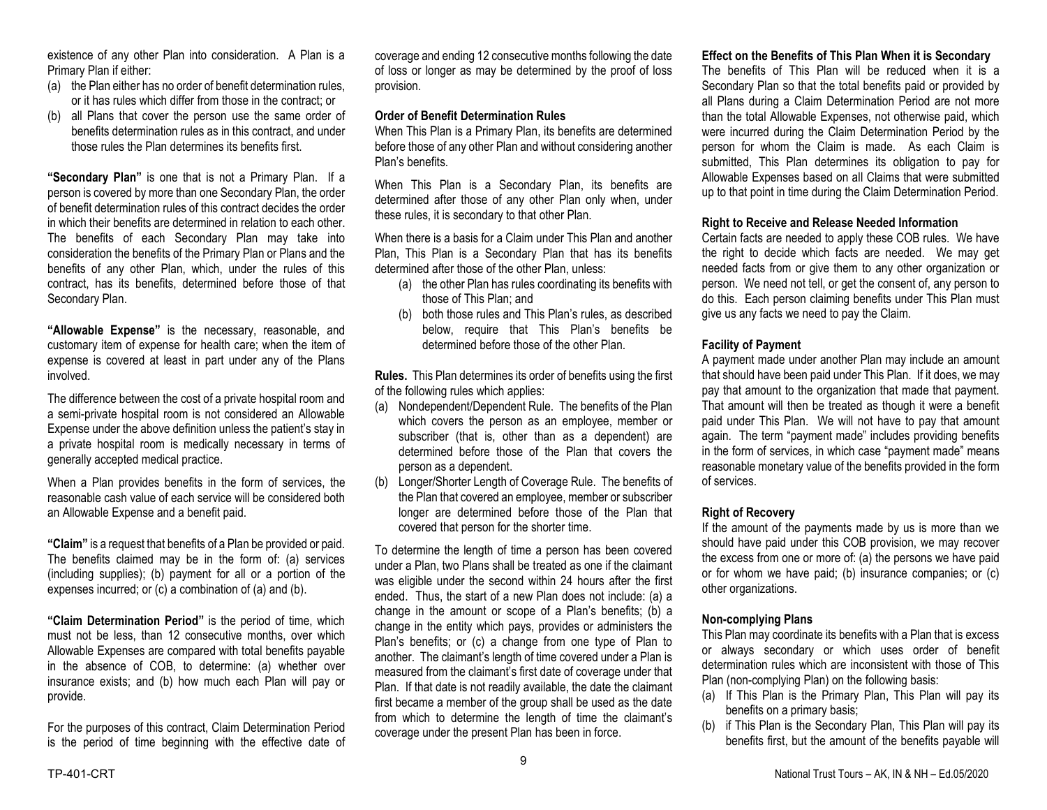existence of any other Plan into consideration. A Plan is a Primary Plan if either:

(a) the Plan either has no order of benefit determination rules, or it has rules which differ from those in the contract; or
(b) all Plans that cover the person use the same order of benefits determination rules as in this contract, and under those rules the Plan determines its benefits first.

**"Secondary Plan"** is one that is not a Primary Plan. If a person is covered by more than one Secondary Plan, the order of benefit determination rules of this contract decides the order in which their benefits are determined in relation to each other. The benefits of each Secondary Plan may take into consideration the benefits of the Primary Plan or Plans and the benefits of any other Plan, which, under the rules of this contract, has its benefits, determined before those of that Secondary Plan.

**"Allowable Expense"** is the necessary, reasonable, and customary item of expense for health care; when the item of expense is covered at least in part under any of the Plans involved.

The difference between the cost of a private hospital room and a semi-private hospital room is not considered an Allowable Expense under the above definition unless the patient's stay in a private hospital room is medically necessary in terms of generally accepted medical practice.

When a Plan provides benefits in the form of services, the reasonable cash value of each service will be considered both an Allowable Expense and a benefit paid.

**"Claim"** is a request that benefits of a Plan be provided or paid. The benefits claimed may be in the form of: (a) services (including supplies); (b) payment for all or a portion of the expenses incurred; or (c) a combination of (a) and (b).

**"Claim Determination Period"** is the period of time, which must not be less, than 12 consecutive months, over which Allowable Expenses are compared with total benefits payable in the absence of COB, to determine: (a) whether over insurance exists; and (b) how much each Plan will pay or provide.

For the purposes of this contract, Claim Determination Period is the period of time beginning with the effective date of coverage and ending 12 consecutive months following the date of loss or longer as may be determined by the proof of loss provision.

**Order of Benefit Determination Rules**

When This Plan is a Primary Plan, its benefits are determined before those of any other Plan and without considering another Plan's benefits.

When This Plan is a Secondary Plan, its benefits are determined after those of any other Plan only when, under these rules, it is secondary to that other Plan.

When there is a basis for a Claim under This Plan and another Plan, This Plan is a Secondary Plan that has its benefits determined after those of the other Plan, unless:

(a) the other Plan has rules coordinating its benefits with those of This Plan; and
(b) both those rules and This Plan's rules, as described below, require that This Plan's benefits be determined before those of the other Plan.

**Rules.** This Plan determines its order of benefits using the first of the following rules which applies:

(a) Nondependent/Dependent Rule. The benefits of the Plan which covers the person as an employee, member or subscriber (that is, other than as a dependent) are determined before those of the Plan that covers the person as a dependent.
(b) Longer/Shorter Length of Coverage Rule. The benefits of the Plan that covered an employee, member or subscriber longer are determined before those of the Plan that covered that person for the shorter time.

To determine the length of time a person has been covered under a Plan, two Plans shall be treated as one if the claimant was eligible under the second within 24 hours after the first ended. Thus, the start of a new Plan does not include: (a) a change in the amount or scope of a Plan's benefits; (b) a change in the entity which pays, provides or administers the Plan's benefits; or (c) a change from one type of Plan to another. The claimant's length of time covered under a Plan is measured from the claimant's first date of coverage under that Plan. If that date is not readily available, the date the claimant first became a member of the group shall be used as the date from which to determine the length of time the claimant's coverage under the present Plan has been in force.

**Effect on the Benefits of This Plan When it is Secondary**

The benefits of This Plan will be reduced when it is a Secondary Plan so that the total benefits paid or provided by all Plans during a Claim Determination Period are not more than the total Allowable Expenses, not otherwise paid, which were incurred during the Claim Determination Period by the person for whom the Claim is made. As each Claim is submitted, This Plan determines its obligation to pay for Allowable Expenses based on all Claims that were submitted up to that point in time during the Claim Determination Period.

**Right to Receive and Release Needed Information**

Certain facts are needed to apply these COB rules. We have the right to decide which facts are needed. We may get needed facts from or give them to any other organization or person. We need not tell, or get the consent of, any person to do this. Each person claiming benefits under This Plan must give us any facts we need to pay the Claim.

**Facility of Payment**

A payment made under another Plan may include an amount that should have been paid under This Plan. If it does, we may pay that amount to the organization that made that payment. That amount will then be treated as though it were a benefit paid under This Plan. We will not have to pay that amount again. The term "payment made" includes providing benefits in the form of services, in which case "payment made" means reasonable monetary value of the benefits provided in the form of services.

**Right of Recovery**

If the amount of the payments made by us is more than we should have paid under this COB provision, we may recover the excess from one or more of: (a) the persons we have paid or for whom we have paid; (b) insurance companies; or (c) other organizations.

**Non-complying Plans**

This Plan may coordinate its benefits with a Plan that is excess or always secondary or which uses order of benefit determination rules which are inconsistent with those of This Plan (non-complying Plan) on the following basis:

(a) If This Plan is the Primary Plan, This Plan will pay its benefits on a primary basis;
(b) if This Plan is the Secondary Plan, This Plan will pay its benefits first, but the amount of the benefits payable will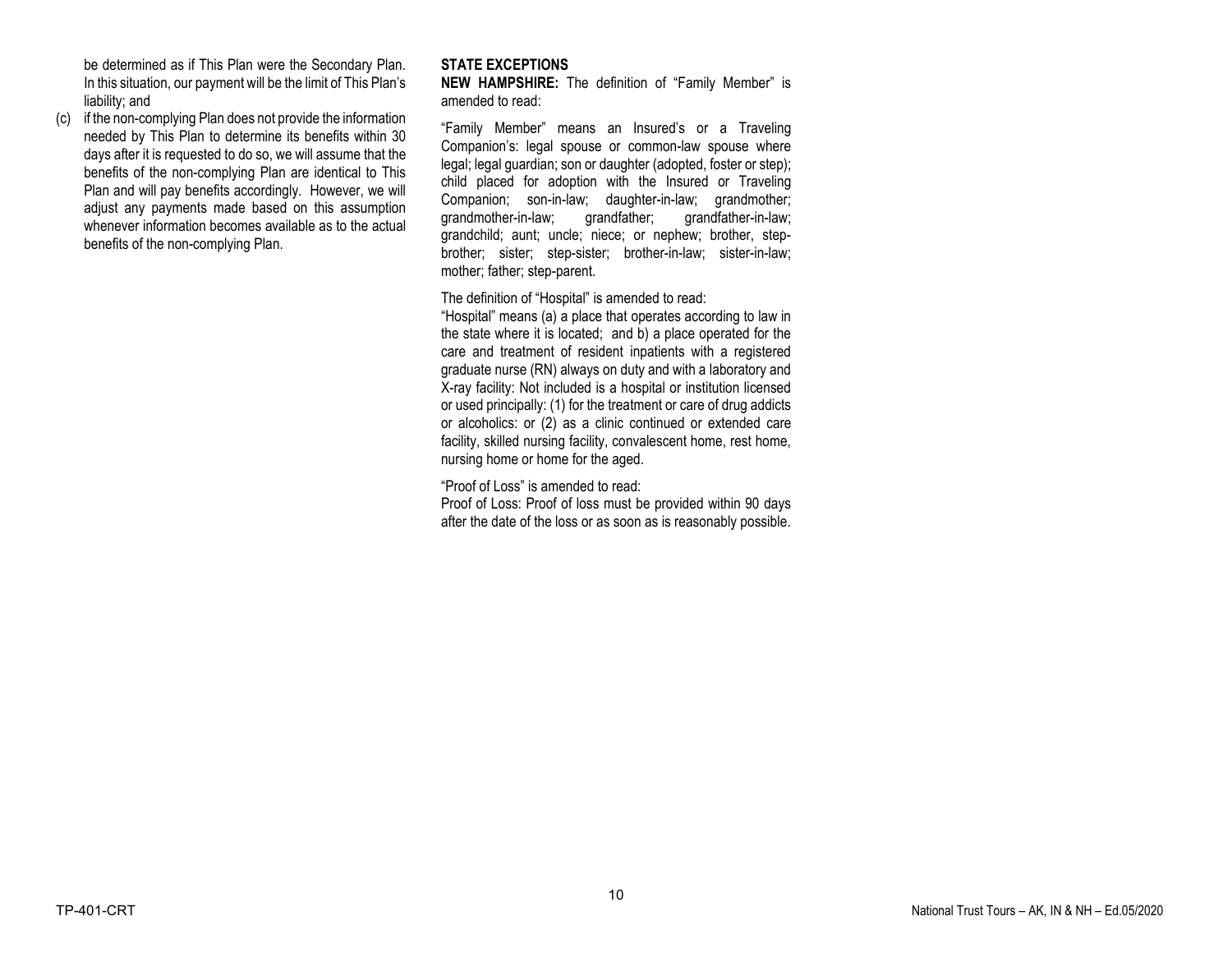be determined as if This Plan were the Secondary Plan. In this situation, our payment will be the limit of This Plan's liability; and

(c) if the non-complying Plan does not provide the information needed by This Plan to determine its benefits within 30 days after it is requested to do so, we will assume that the benefits of the non-complying Plan are identical to This Plan and will pay benefits accordingly. However, we will adjust any payments made based on this assumption whenever information becomes available as to the actual benefits of the non-complying Plan.

**STATE EXCEPTIONS**

**NEW HAMPSHIRE:** The definition of "Family Member" is amended to read:

"Family Member" means an Insured's or a Traveling Companion's: legal spouse or common-law spouse where legal; legal guardian; son or daughter (adopted, foster or step); child placed for adoption with the Insured or Traveling Companion; son-in-law; daughter-in-law; grandmother; grandmother-in-law; grandfather; grandfather-in-law; grandchild; aunt; uncle; niece; or nephew; brother, step-brother; sister; step-sister; brother-in-law; sister-in-law; mother; father; step-parent.

The definition of "Hospital" is amended to read:

"Hospital" means (a) a place that operates according to law in the state where it is located; and b) a place operated for the care and treatment of resident inpatients with a registered graduate nurse (RN) always on duty and with a laboratory and X-ray facility: Not included is a hospital or institution licensed or used principally: (1) for the treatment or care of drug addicts or alcoholics: or (2) as a clinic continued or extended care facility, skilled nursing facility, convalescent home, rest home, nursing home or home for the aged.

"Proof of Loss" is amended to read:

Proof of Loss: Proof of loss must be provided within 90 days after the date of the loss or as soon as is reasonably possible.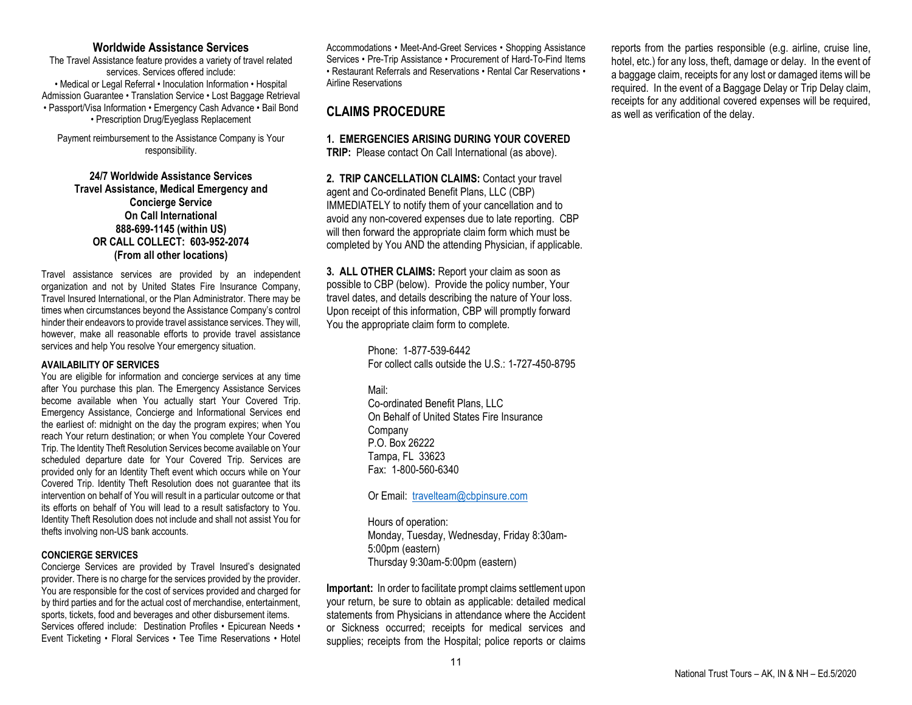## Worldwide Assistance Services

The Travel Assistance feature provides a variety of travel related services. Services offered include:

• Medical or Legal Referral • Inoculation Information • Hospital Admission Guarantee • Translation Service • Lost Baggage Retrieval • Passport/Visa Information • Emergency Cash Advance • Bail Bond • Prescription Drug/Eyeglass Replacement

Payment reimbursement to the Assistance Company is Your responsibility.

**24/7 Worldwide Assistance Services**
**Travel Assistance, Medical Emergency and Concierge Service**
**On Call International**
**888-699-1145 (within US)**
**OR CALL COLLECT: 603-952-2074**
**(From all other locations)**

Travel assistance services are provided by an independent organization and not by United States Fire Insurance Company, Travel Insured International, or the Plan Administrator. There may be times when circumstances beyond the Assistance Company's control hinder their endeavors to provide travel assistance services. They will, however, make all reasonable efforts to provide travel assistance services and help You resolve Your emergency situation.

**AVAILABILITY OF SERVICES**

You are eligible for information and concierge services at any time after You purchase this plan. The Emergency Assistance Services become available when You actually start Your Covered Trip. Emergency Assistance, Concierge and Informational Services end the earliest of: midnight on the day the program expires; when You reach Your return destination; or when You complete Your Covered Trip. The Identity Theft Resolution Services become available on Your scheduled departure date for Your Covered Trip. Services are provided only for an Identity Theft event which occurs while on Your Covered Trip. Identity Theft Resolution does not guarantee that its intervention on behalf of You will result in a particular outcome or that its efforts on behalf of You will lead to a result satisfactory to You. Identity Theft Resolution does not include and shall not assist You for thefts involving non-US bank accounts.

**CONCIERGE SERVICES**

Concierge Services are provided by Travel Insured's designated provider. There is no charge for the services provided by the provider. You are responsible for the cost of services provided and charged for by third parties and for the actual cost of merchandise, entertainment, sports, tickets, food and beverages and other disbursement items.
Services offered include: Destination Profiles • Epicurean Needs • Event Ticketing • Floral Services • Tee Time Reservations • Hotel Accommodations • Meet-And-Greet Services • Shopping Assistance Services • Pre-Trip Assistance • Procurement of Hard-To-Find Items • Restaurant Referrals and Reservations • Rental Car Reservations • Airline Reservations

## CLAIMS PROCEDURE

**1. EMERGENCIES ARISING DURING YOUR COVERED TRIP:** Please contact On Call International (as above).

**2. TRIP CANCELLATION CLAIMS:** Contact your travel agent and Co-ordinated Benefit Plans, LLC (CBP) IMMEDIATELY to notify them of your cancellation and to avoid any non-covered expenses due to late reporting. CBP will then forward the appropriate claim form which must be completed by You AND the attending Physician, if applicable.

**3. ALL OTHER CLAIMS:** Report your claim as soon as possible to CBP (below). Provide the policy number, Your travel dates, and details describing the nature of Your loss. Upon receipt of this information, CBP will promptly forward You the appropriate claim form to complete.

Phone: 1-877-539-6442
For collect calls outside the U.S.: 1-727-450-8795

Mail:
Co-ordinated Benefit Plans, LLC
On Behalf of United States Fire Insurance Company
P.O. Box 26222
Tampa, FL 33623
Fax: 1-800-560-6340

Or Email: travelteam@cbpinsure.com

Hours of operation:
Monday, Tuesday, Wednesday, Friday 8:30am-5:00pm (eastern)
Thursday 9:30am-5:00pm (eastern)

**Important:** In order to facilitate prompt claims settlement upon your return, be sure to obtain as applicable: detailed medical statements from Physicians in attendance where the Accident or Sickness occurred; receipts for medical services and supplies; receipts from the Hospital; police reports or claims reports from the parties responsible (e.g. airline, cruise line, hotel, etc.) for any loss, theft, damage or delay. In the event of a baggage claim, receipts for any lost or damaged items will be required. In the event of a Baggage Delay or Trip Delay claim, receipts for any additional covered expenses will be required, as well as verification of the delay.